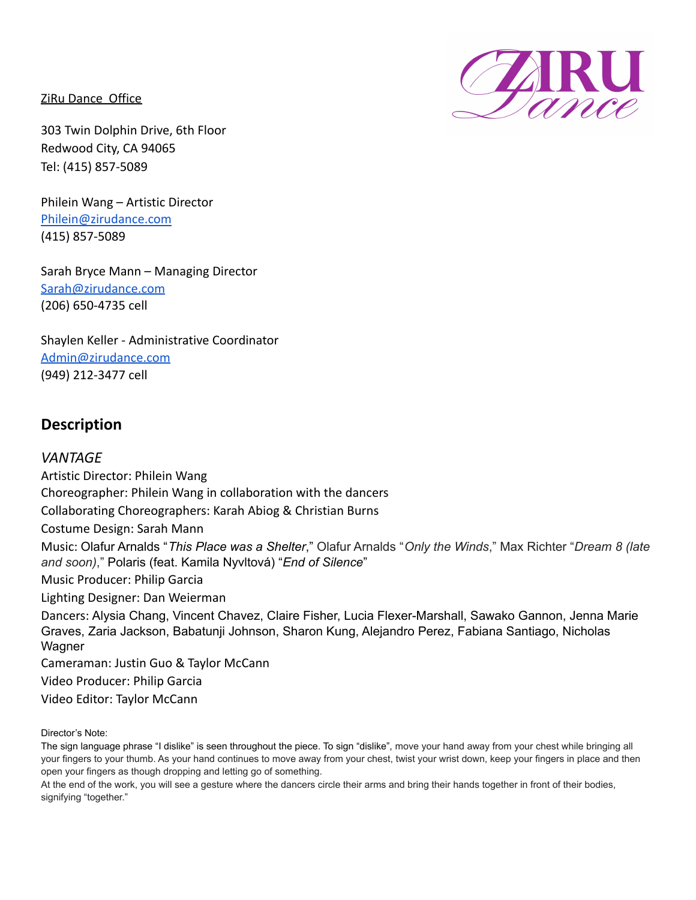ZiRu Dance Office

303 Twin Dolphin Drive, 6th Floor
Redwood City, CA 94065
Tel: (415) 857-5089

Philein Wang – Artistic Director
Philein@zirudance.com
(415) 857-5089

Sarah Bryce Mann – Managing Director
Sarah@zirudance.com
(206) 650-4735 cell

Shaylen Keller - Administrative Coordinator
Admin@zirudance.com
(949) 212-3477 cell

## Description

*VANTAGE*

Artistic Director: Philein Wang

Choreographer: Philein Wang in collaboration with the dancers

Collaborating Choreographers: Karah Abiog & Christian Burns

Costume Design: Sarah Mann

Music: Olafur Arnalds "*This Place was a Shelter*," Olafur Arnalds "*Only the Winds*," Max Richter "*Dream 8 (late and soon)*," Polaris (feat. Kamila Nyvltová) "*End of Silence*"

Music Producer: Philip Garcia

Lighting Designer: Dan Weierman

Dancers: Alysia Chang, Vincent Chavez, Claire Fisher, Lucia Flexer-Marshall, Sawako Gannon, Jenna Marie Graves, Zaria Jackson, Babatunji Johnson, Sharon Kung, Alejandro Perez, Fabiana Santiago, Nicholas Wagner

Cameraman: Justin Guo & Taylor McCann

Video Producer: Philip Garcia

Video Editor: Taylor McCann

Director's Note:

The sign language phrase "I dislike" is seen throughout the piece. To sign "dislike", move your hand away from your chest while bringing all your fingers to your thumb. As your hand continues to move away from your chest, twist your wrist down, keep your fingers in place and then open your fingers as though dropping and letting go of something.

At the end of the work, you will see a gesture where the dancers circle their arms and bring their hands together in front of their bodies, signifying "together."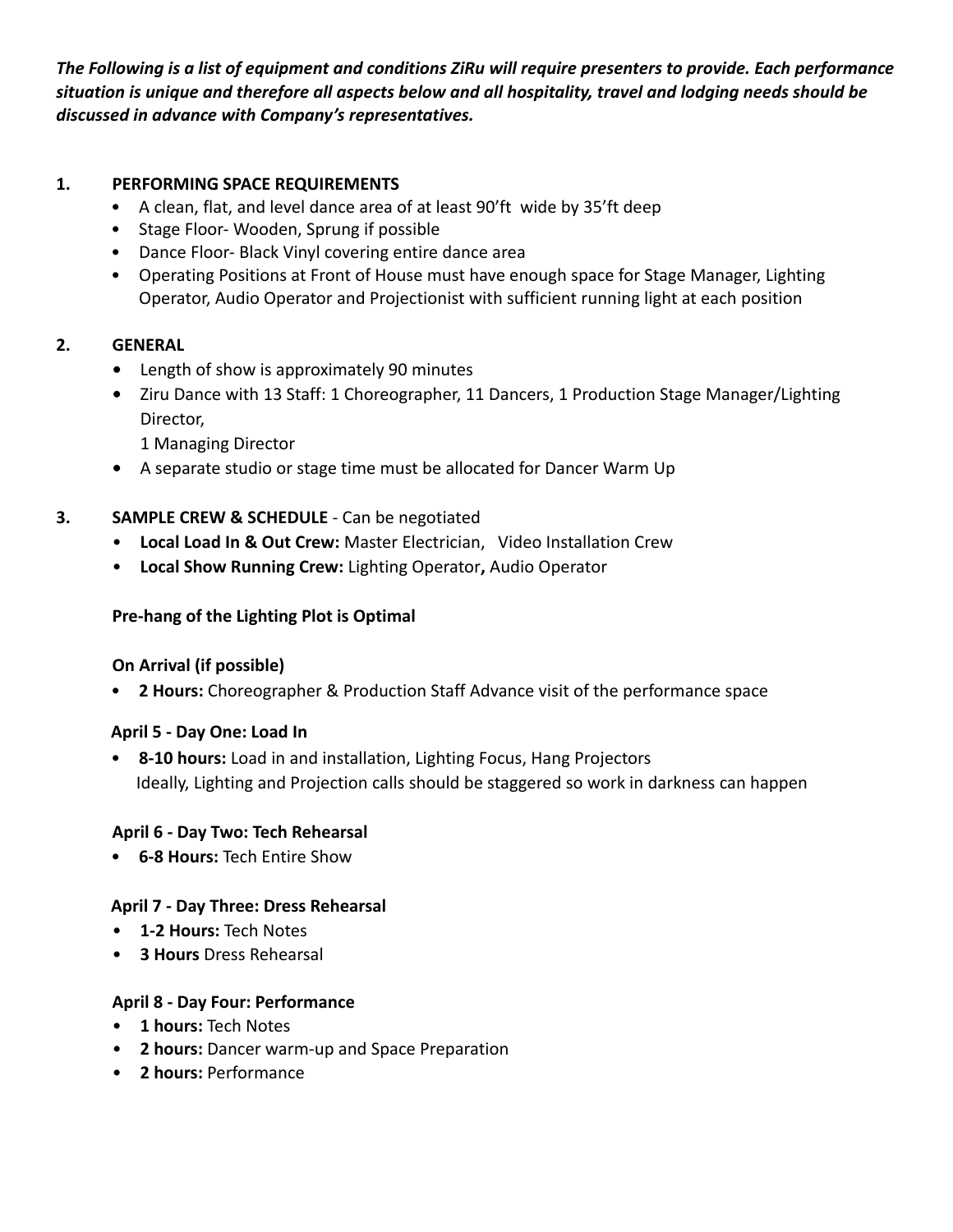***The Following is a list of equipment and conditions ZiRu will require presenters to provide. Each performance situation is unique and therefore all aspects below and all hospitality, travel and lodging needs should be discussed in advance with Company's representatives.***

## 1. PERFORMING SPACE REQUIREMENTS

- A clean, flat, and level dance area of at least 90'ft wide by 35'ft deep
- Stage Floor- Wooden, Sprung if possible
- Dance Floor- Black Vinyl covering entire dance area
- Operating Positions at Front of House must have enough space for Stage Manager, Lighting Operator, Audio Operator and Projectionist with sufficient running light at each position

## 2. GENERAL

- Length of show is approximately 90 minutes
- Ziru Dance with 13 Staff: 1 Choreographer, 11 Dancers, 1 Production Stage Manager/Lighting Director,
  1 Managing Director
- A separate studio or stage time must be allocated for Dancer Warm Up

## 3. SAMPLE CREW & SCHEDULE - Can be negotiated

- **Local Load In & Out Crew:** Master Electrician, Video Installation Crew
- **Local Show Running Crew:** Lighting Operator**,** Audio Operator

**Pre-hang of the Lighting Plot is Optimal**

**On Arrival (if possible)**

- **2 Hours:** Choreographer & Production Staff Advance visit of the performance space

**April 5 - Day One: Load In**

- **8-10 hours:** Load in and installation, Lighting Focus, Hang Projectors
  Ideally, Lighting and Projection calls should be staggered so work in darkness can happen

**April 6 - Day Two: Tech Rehearsal**

- **6-8 Hours:** Tech Entire Show

**April 7 - Day Three: Dress Rehearsal**

- **1-2 Hours:** Tech Notes
- **3 Hours** Dress Rehearsal

**April 8 - Day Four: Performance**

- **1 hours:** Tech Notes
- **2 hours:** Dancer warm-up and Space Preparation
- **2 hours:** Performance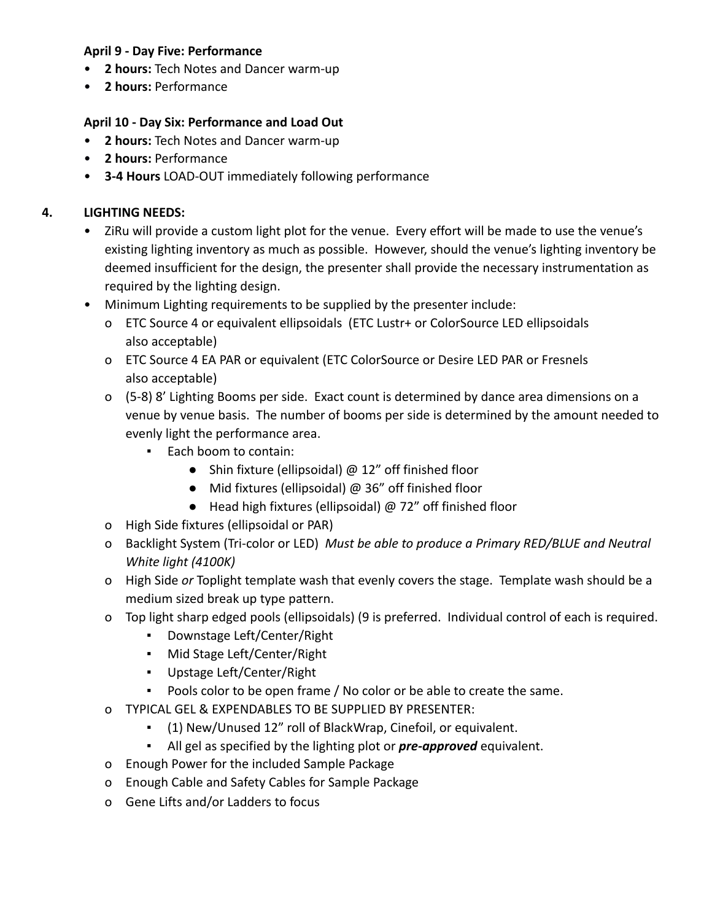**April 9 - Day Five: Performance**

- **2 hours:** Tech Notes and Dancer warm-up
- **2 hours:** Performance

**April 10 - Day Six: Performance and Load Out**

- **2 hours:** Tech Notes and Dancer warm-up
- **2 hours:** Performance
- **3-4 Hours** LOAD-OUT immediately following performance

## 4. LIGHTING NEEDS:

- ZiRu will provide a custom light plot for the venue. Every effort will be made to use the venue's existing lighting inventory as much as possible. However, should the venue's lighting inventory be deemed insufficient for the design, the presenter shall provide the necessary instrumentation as required by the lighting design.
- Minimum Lighting requirements to be supplied by the presenter include:
  - ETC Source 4 or equivalent ellipsoidals (ETC Lustr+ or ColorSource LED ellipsoidals also acceptable)
  - ETC Source 4 EA PAR or equivalent (ETC ColorSource or Desire LED PAR or Fresnels also acceptable)
  - (5-8) 8' Lighting Booms per side. Exact count is determined by dance area dimensions on a venue by venue basis. The number of booms per side is determined by the amount needed to evenly light the performance area.
    - Each boom to contain:
      - Shin fixture (ellipsoidal) @ 12" off finished floor
      - Mid fixtures (ellipsoidal) @ 36" off finished floor
      - Head high fixtures (ellipsoidal) @ 72" off finished floor
  - High Side fixtures (ellipsoidal or PAR)
  - Backlight System (Tri-color or LED) *Must be able to produce a Primary RED/BLUE and Neutral White light (4100K)*
  - High Side *or* Toplight template wash that evenly covers the stage. Template wash should be a medium sized break up type pattern.
  - Top light sharp edged pools (ellipsoidals) (9 is preferred. Individual control of each is required.
    - Downstage Left/Center/Right
    - Mid Stage Left/Center/Right
    - Upstage Left/Center/Right
    - Pools color to be open frame / No color or be able to create the same.
  - TYPICAL GEL & EXPENDABLES TO BE SUPPLIED BY PRESENTER:
    - (1) New/Unused 12" roll of BlackWrap, Cinefoil, or equivalent.
    - All gel as specified by the lighting plot or ***pre-approved*** equivalent.
  - Enough Power for the included Sample Package
  - Enough Cable and Safety Cables for Sample Package
  - Gene Lifts and/or Ladders to focus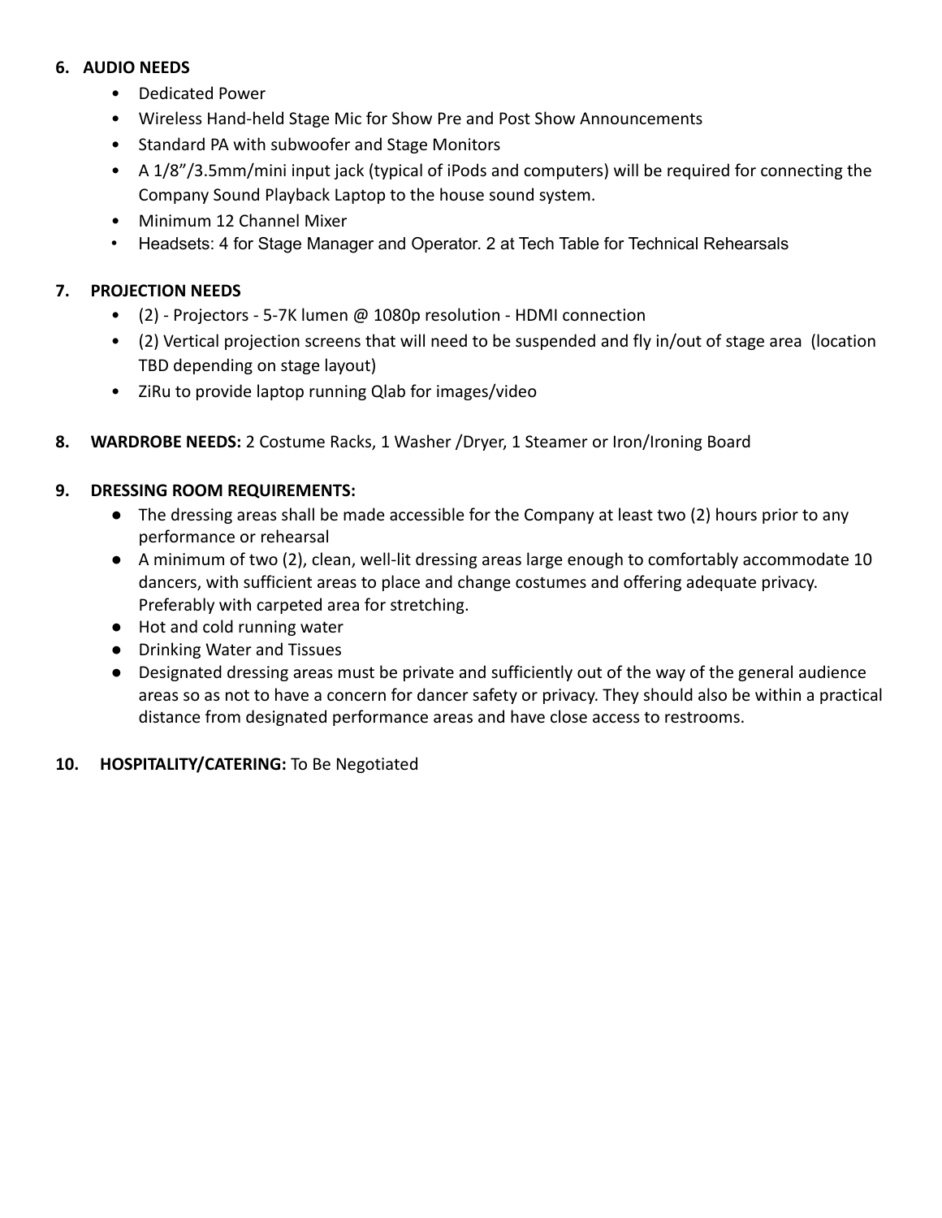6. **AUDIO NEEDS**
   - Dedicated Power
   - Wireless Hand-held Stage Mic for Show Pre and Post Show Announcements
   - Standard PA with subwoofer and Stage Monitors
   - A 1/8"/3.5mm/mini input jack (typical of iPods and computers) will be required for connecting the Company Sound Playback Laptop to the house sound system.
   - Minimum 12 Channel Mixer
   - Headsets: 4 for Stage Manager and Operator. 2 at Tech Table for Technical Rehearsals

7. **PROJECTION NEEDS**
   - (2) - Projectors - 5-7K lumen @ 1080p resolution - HDMI connection
   - (2) Vertical projection screens that will need to be suspended and fly in/out of stage area (location TBD depending on stage layout)
   - ZiRu to provide laptop running Qlab for images/video

8. **WARDROBE NEEDS:** 2 Costume Racks, 1 Washer /Dryer, 1 Steamer or Iron/Ironing Board

9. **DRESSING ROOM REQUIREMENTS:**
   - The dressing areas shall be made accessible for the Company at least two (2) hours prior to any performance or rehearsal
   - A minimum of two (2), clean, well-lit dressing areas large enough to comfortably accommodate 10 dancers, with sufficient areas to place and change costumes and offering adequate privacy. Preferably with carpeted area for stretching.
   - Hot and cold running water
   - Drinking Water and Tissues
   - Designated dressing areas must be private and sufficiently out of the way of the general audience areas so as not to have a concern for dancer safety or privacy. They should also be within a practical distance from designated performance areas and have close access to restrooms.

10. **HOSPITALITY/CATERING:** To Be Negotiated